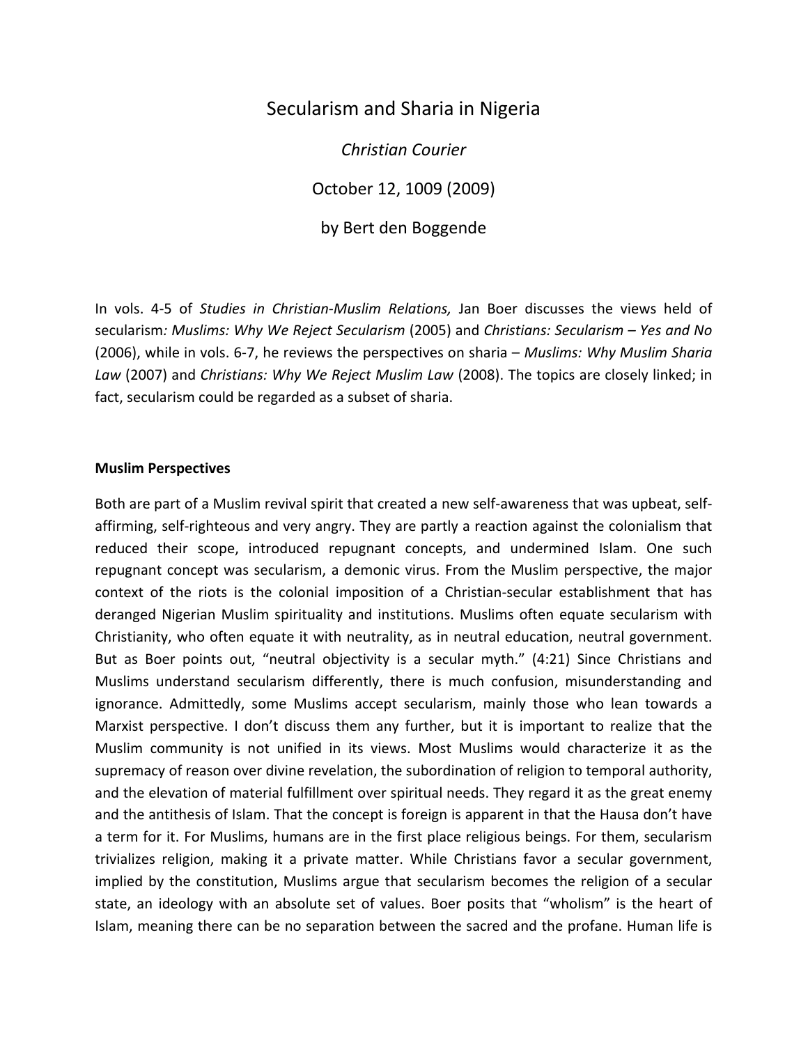# Secularism and Sharia in Nigeria

*Christian Courier*

October 12, 1009 (2009)

by Bert den Boggende

In vols. 4-5 of *Studies in Christian-Muslim Relations,* Jan Boer discusses the views held of secularism*: Muslims: Why We Reject Secularism* (2005) and *Christians: Secularism – Yes and No* (2006), while in vols. 6-7, he reviews the perspectives on sharia – *Muslims: Why Muslim Sharia Law* (2007) and *Christians: Why We Reject Muslim Law* (2008). The topics are closely linked; in fact, secularism could be regarded as a subset of sharia.

**Muslim Perspectives**

Both are part of a Muslim revival spirit that created a new self-awareness that was upbeat, self-affirming, self-righteous and very angry. They are partly a reaction against the colonialism that reduced their scope, introduced repugnant concepts, and undermined Islam. One such repugnant concept was secularism, a demonic virus. From the Muslim perspective, the major context of the riots is the colonial imposition of a Christian-secular establishment that has deranged Nigerian Muslim spirituality and institutions. Muslims often equate secularism with Christianity, who often equate it with neutrality, as in neutral education, neutral government. But as Boer points out, "neutral objectivity is a secular myth." (4:21) Since Christians and Muslims understand secularism differently, there is much confusion, misunderstanding and ignorance. Admittedly, some Muslims accept secularism, mainly those who lean towards a Marxist perspective. I don't discuss them any further, but it is important to realize that the Muslim community is not unified in its views. Most Muslims would characterize it as the supremacy of reason over divine revelation, the subordination of religion to temporal authority, and the elevation of material fulfillment over spiritual needs. They regard it as the great enemy and the antithesis of Islam. That the concept is foreign is apparent in that the Hausa don't have a term for it. For Muslims, humans are in the first place religious beings. For them, secularism trivializes religion, making it a private matter. While Christians favor a secular government, implied by the constitution, Muslims argue that secularism becomes the religion of a secular state, an ideology with an absolute set of values. Boer posits that "wholism" is the heart of Islam, meaning there can be no separation between the sacred and the profane. Human life is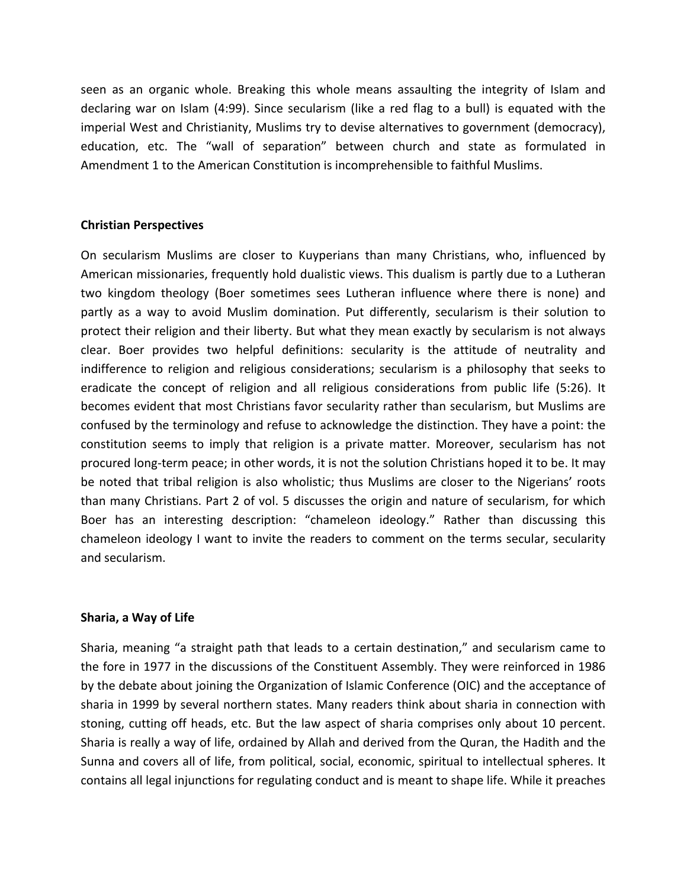seen as an organic whole. Breaking this whole means assaulting the integrity of Islam and declaring war on Islam (4:99). Since secularism (like a red flag to a bull) is equated with the imperial West and Christianity, Muslims try to devise alternatives to government (democracy), education, etc. The "wall of separation" between church and state as formulated in Amendment 1 to the American Constitution is incomprehensible to faithful Muslims.

**Christian Perspectives**

On secularism Muslims are closer to Kuyperians than many Christians, who, influenced by American missionaries, frequently hold dualistic views. This dualism is partly due to a Lutheran two kingdom theology (Boer sometimes sees Lutheran influence where there is none) and partly as a way to avoid Muslim domination. Put differently, secularism is their solution to protect their religion and their liberty. But what they mean exactly by secularism is not always clear. Boer provides two helpful definitions: secularity is the attitude of neutrality and indifference to religion and religious considerations; secularism is a philosophy that seeks to eradicate the concept of religion and all religious considerations from public life (5:26). It becomes evident that most Christians favor secularity rather than secularism, but Muslims are confused by the terminology and refuse to acknowledge the distinction. They have a point: the constitution seems to imply that religion is a private matter. Moreover, secularism has not procured long-term peace; in other words, it is not the solution Christians hoped it to be. It may be noted that tribal religion is also wholistic; thus Muslims are closer to the Nigerians' roots than many Christians. Part 2 of vol. 5 discusses the origin and nature of secularism, for which Boer has an interesting description: "chameleon ideology." Rather than discussing this chameleon ideology I want to invite the readers to comment on the terms secular, secularity and secularism.

**Sharia, a Way of Life**

Sharia, meaning "a straight path that leads to a certain destination," and secularism came to the fore in 1977 in the discussions of the Constituent Assembly. They were reinforced in 1986 by the debate about joining the Organization of Islamic Conference (OIC) and the acceptance of sharia in 1999 by several northern states. Many readers think about sharia in connection with stoning, cutting off heads, etc. But the law aspect of sharia comprises only about 10 percent. Sharia is really a way of life, ordained by Allah and derived from the Quran, the Hadith and the Sunna and covers all of life, from political, social, economic, spiritual to intellectual spheres. It contains all legal injunctions for regulating conduct and is meant to shape life. While it preaches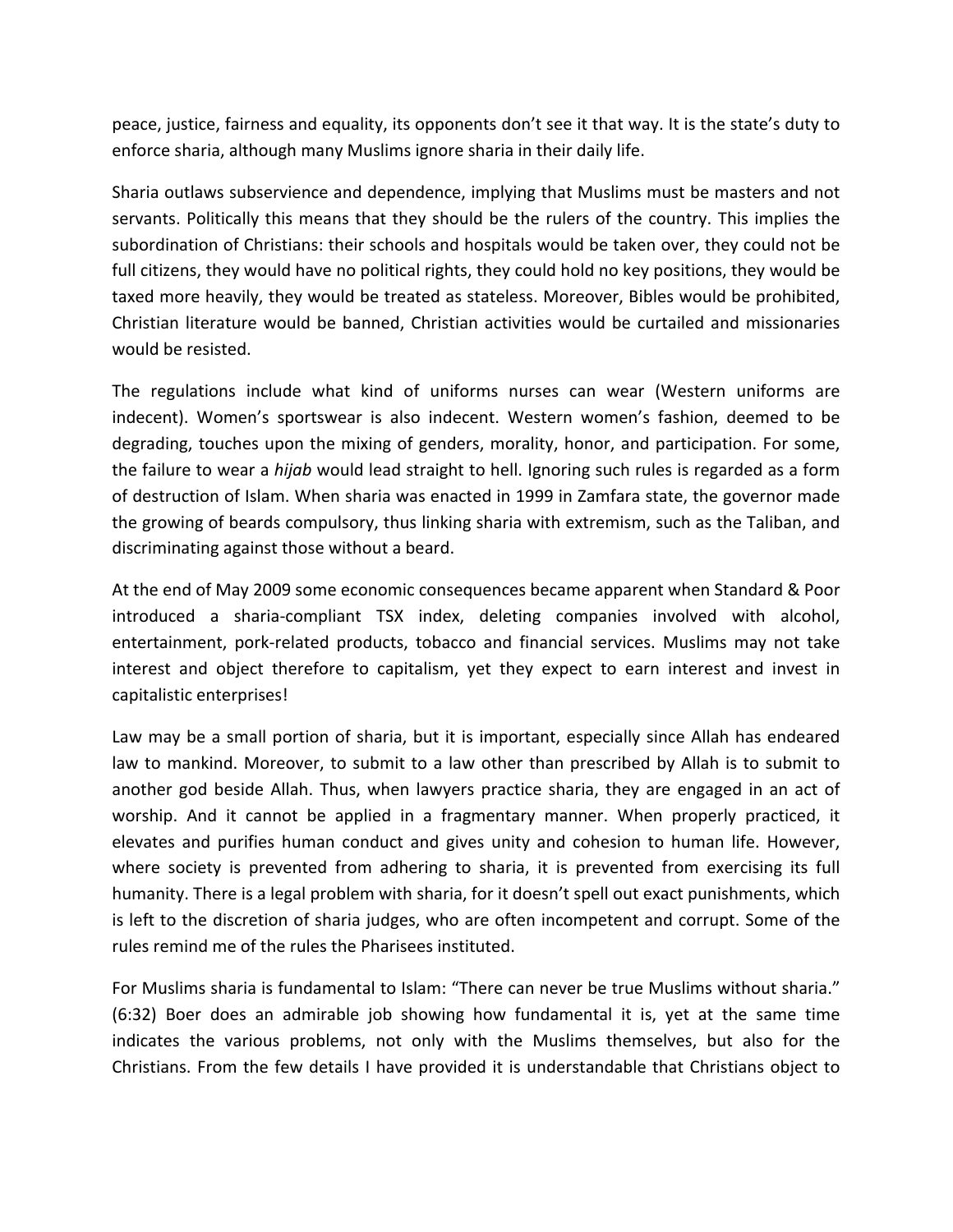peace, justice, fairness and equality, its opponents don't see it that way. It is the state's duty to enforce sharia, although many Muslims ignore sharia in their daily life.

Sharia outlaws subservience and dependence, implying that Muslims must be masters and not servants. Politically this means that they should be the rulers of the country. This implies the subordination of Christians: their schools and hospitals would be taken over, they could not be full citizens, they would have no political rights, they could hold no key positions, they would be taxed more heavily, they would be treated as stateless. Moreover, Bibles would be prohibited, Christian literature would be banned, Christian activities would be curtailed and missionaries would be resisted.

The regulations include what kind of uniforms nurses can wear (Western uniforms are indecent). Women's sportswear is also indecent. Western women's fashion, deemed to be degrading, touches upon the mixing of genders, morality, honor, and participation. For some, the failure to wear a *hijab* would lead straight to hell. Ignoring such rules is regarded as a form of destruction of Islam. When sharia was enacted in 1999 in Zamfara state, the governor made the growing of beards compulsory, thus linking sharia with extremism, such as the Taliban, and discriminating against those without a beard.

At the end of May 2009 some economic consequences became apparent when Standard & Poor introduced a sharia-compliant TSX index, deleting companies involved with alcohol, entertainment, pork-related products, tobacco and financial services. Muslims may not take interest and object therefore to capitalism, yet they expect to earn interest and invest in capitalistic enterprises!

Law may be a small portion of sharia, but it is important, especially since Allah has endeared law to mankind. Moreover, to submit to a law other than prescribed by Allah is to submit to another god beside Allah. Thus, when lawyers practice sharia, they are engaged in an act of worship. And it cannot be applied in a fragmentary manner. When properly practiced, it elevates and purifies human conduct and gives unity and cohesion to human life. However, where society is prevented from adhering to sharia, it is prevented from exercising its full humanity. There is a legal problem with sharia, for it doesn't spell out exact punishments, which is left to the discretion of sharia judges, who are often incompetent and corrupt. Some of the rules remind me of the rules the Pharisees instituted.

For Muslims sharia is fundamental to Islam: "There can never be true Muslims without sharia." (6:32) Boer does an admirable job showing how fundamental it is, yet at the same time indicates the various problems, not only with the Muslims themselves, but also for the Christians. From the few details I have provided it is understandable that Christians object to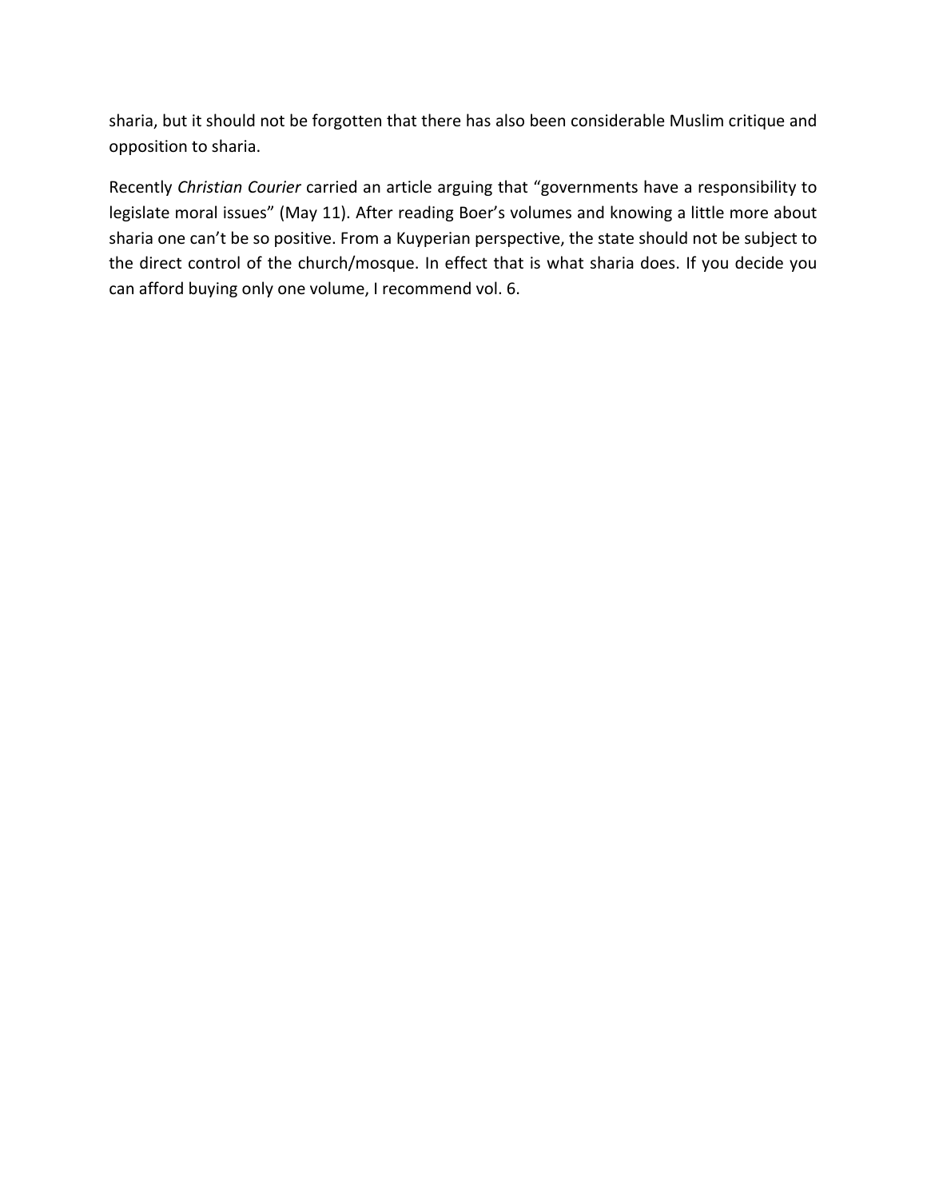sharia, but it should not be forgotten that there has also been considerable Muslim critique and opposition to sharia.

Recently *Christian Courier* carried an article arguing that "governments have a responsibility to legislate moral issues" (May 11). After reading Boer's volumes and knowing a little more about sharia one can't be so positive. From a Kuyperian perspective, the state should not be subject to the direct control of the church/mosque. In effect that is what sharia does. If you decide you can afford buying only one volume, I recommend vol. 6.